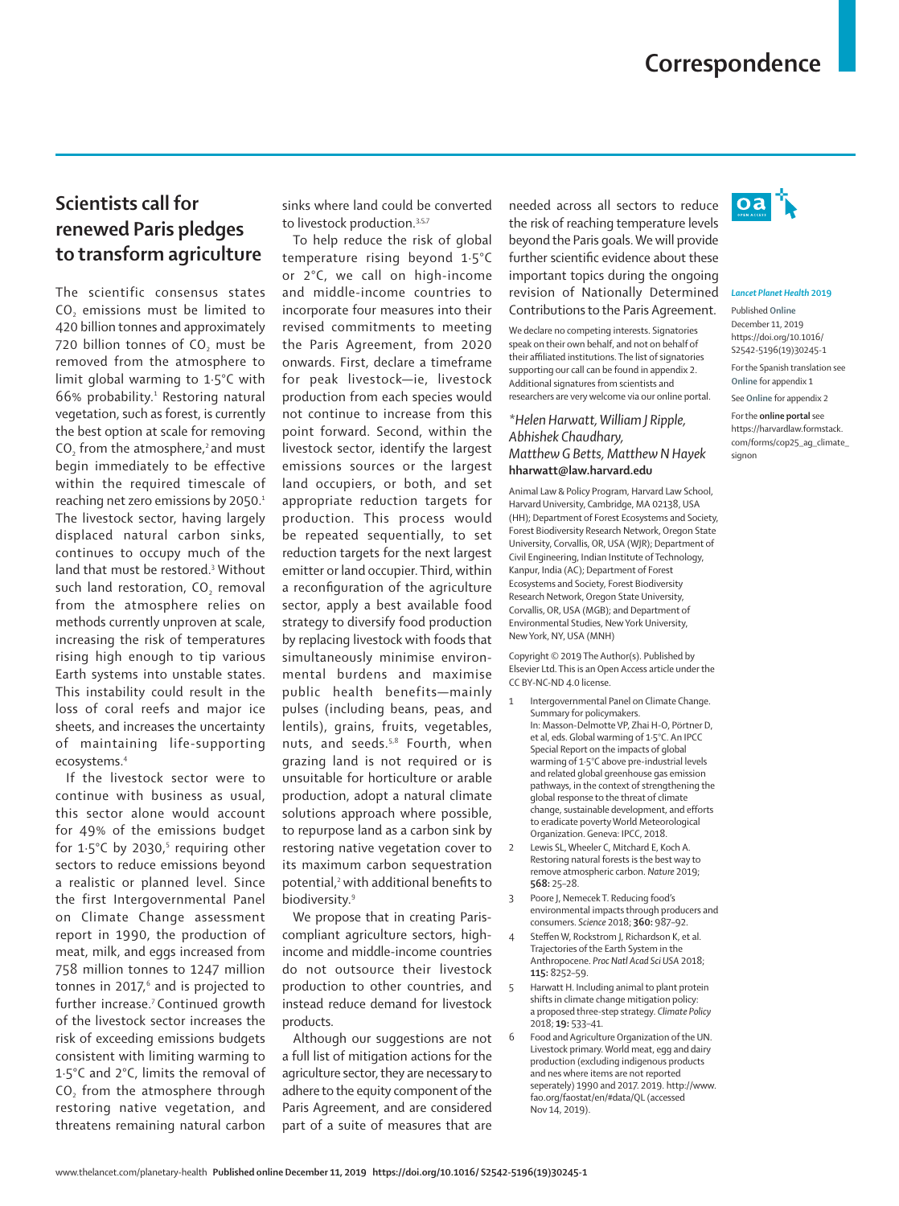# Correspondence

## Scientists call for renewed Paris pledges to transform agriculture

The scientific consensus states $CO_2$ emissions must be limited to 420 billion tonnes and approximately 720 billion tonnes of $CO_2$ must be removed from the atmosphere to limit global warming to 1·5°C with 66% probability.[1] Restoring natural vegetation, such as forest, is currently the best option at scale for removing $CO_2$ from the atmosphere,[2] and must begin immediately to be effective within the required timescale of reaching net zero emissions by 2050.[1] The livestock sector, having largely displaced natural carbon sinks, continues to occupy much of the land that must be restored.[3] Without such land restoration, $CO_2$ removal from the atmosphere relies on methods currently unproven at scale, increasing the risk of temperatures rising high enough to tip various Earth systems into unstable states. This instability could result in the loss of coral reefs and major ice sheets, and increases the uncertainty of maintaining life-supporting ecosystems.[4]

If the livestock sector were to continue with business as usual, this sector alone would account for 49% of the emissions budget for 1·5°C by 2030,[5] requiring other sectors to reduce emissions beyond a realistic or planned level. Since the first Intergovernmental Panel on Climate Change assessment report in 1990, the production of meat, milk, and eggs increased from 758 million tonnes to 1247 million tonnes in 2017,[6] and is projected to further increase.[7] Continued growth of the livestock sector increases the risk of exceeding emissions budgets consistent with limiting warming to 1·5°C and 2°C, limits the removal of $CO_2$ from the atmosphere through restoring native vegetation, and threatens remaining natural carbon sinks where land could be converted to livestock production.[3,5,7]

To help reduce the risk of global temperature rising beyond 1·5°C or 2°C, we call on high-income and middle-income countries to incorporate four measures into their revised commitments to meeting the Paris Agreement, from 2020 onwards. First, declare a timeframe for peak livestock—ie, livestock production from each species would not continue to increase from this point forward. Second, within the livestock sector, identify the largest emissions sources or the largest land occupiers, or both, and set appropriate reduction targets for production. This process would be repeated sequentially, to set reduction targets for the next largest emitter or land occupier. Third, within a reconfiguration of the agriculture sector, apply a best available food strategy to diversify food production by replacing livestock with foods that simultaneously minimise environmental burdens and maximise public health benefits—mainly pulses (including beans, peas, and lentils), grains, fruits, vegetables, nuts, and seeds.[5,8] Fourth, when grazing land is not required or is unsuitable for horticulture or arable production, adopt a natural climate solutions approach where possible, to repurpose land as a carbon sink by restoring native vegetation cover to its maximum carbon sequestration potential,[2] with additional benefits to biodiversity.[9]

We propose that in creating Paris-compliant agriculture sectors, high-income and middle-income countries do not outsource their livestock production to other countries, and instead reduce demand for livestock products.

Although our suggestions are not a full list of mitigation actions for the agriculture sector, they are necessary to adhere to the equity component of the Paris Agreement, and are considered part of a suite of measures that are needed across all sectors to reduce the risk of reaching temperature levels beyond the Paris goals. We will provide further scientific evidence about these important topics during the ongoing revision of Nationally Determined Contributions to the Paris Agreement.

We declare no competing interests. Signatories speak on their own behalf, and not on behalf of their affiliated institutions. The list of signatories supporting our call can be found in appendix 2. Additional signatures from scientists and researchers are very welcome via our online portal.

*\*Helen Harwatt, William J Ripple, Abhishek Chaudhary, Matthew G Betts, Matthew N Hayek*
**hharwatt@law.harvard.edu**

Animal Law & Policy Program, Harvard Law School, Harvard University, Cambridge, MA 02138, USA (HH); Department of Forest Ecosystems and Society, Forest Biodiversity Research Network, Oregon State University, Corvallis, OR, USA (WJR); Department of Civil Engineering, Indian Institute of Technology, Kanpur, India (AC); Department of Forest Ecosystems and Society, Forest Biodiversity Research Network, Oregon State University, Corvallis, OR, USA (MGB); and Department of Environmental Studies, New York University, New York, NY, USA (MNH)

Copyright © 2019 The Author(s). Published by Elsevier Ltd. This is an Open Access article under the CC BY-NC-ND 4.0 license.

1. Intergovernmental Panel on Climate Change. Summary for policymakers. In: Masson-Delmotte VP, Zhai H-O, Pörtner D, et al, eds. Global warming of 1·5°C. An IPCC Special Report on the impacts of global warming of 1·5°C above pre-industrial levels and related global greenhouse gas emission pathways, in the context of strengthening the global response to the threat of climate change, sustainable development, and efforts to eradicate poverty World Meteorological Organization. Geneva: IPCC, 2018.
2. Lewis SL, Wheeler C, Mitchard E, Koch A. Restoring natural forests is the best way to remove atmospheric carbon. *Nature* 2019; **568:** 25–28.
3. Poore J, Nemecek T. Reducing food's environmental impacts through producers and consumers. *Science* 2018; **360:** 987–92.
4. Steffen W, Rockstrom J, Richardson K, et al. Trajectories of the Earth System in the Anthropocene. *Proc Natl Acad Sci USA* 2018; **115:** 8252–59.
5. Harwatt H. Including animal to plant protein shifts in climate change mitigation policy: a proposed three-step strategy. *Climate Policy* 2018; **19:** 533–41.
6. Food and Agriculture Organization of the UN. Livestock primary. World meat, egg and dairy production (excluding indigenous products and nes where items are not reported seperately) 1990 and 2017. 2019. http://www.fao.org/faostat/en/#data/QL (accessed Nov 14, 2019).

*Lancet Planet Health* 2019

Published **Online** December 11, 2019 https://doi.org/10.1016/S2542-5196(19)30245-1

For the Spanish translation see **Online** for appendix 1

See **Online** for appendix 2

For the **online portal** see https://harvardlaw.formstack.com/forms/cop25_ag_climate_signon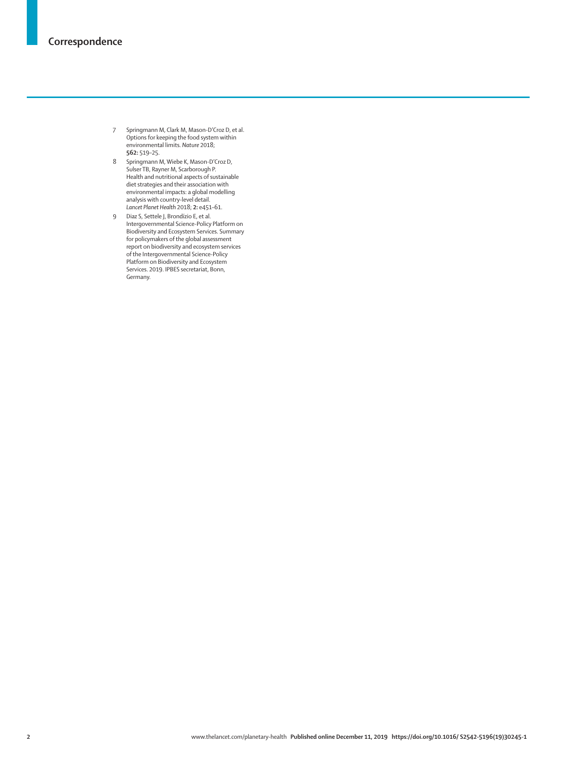7. Springmann M, Clark M, Mason-D'Croz D, et al. Options for keeping the food system within environmental limits. *Nature* 2018; **562:** 519–25.
8. Springmann M, Wiebe K, Mason-D'Croz D, Sulser TB, Rayner M, Scarborough P. Health and nutritional aspects of sustainable diet strategies and their association with environmental impacts: a global modelling analysis with country-level detail. *Lancet Planet Health* 2018; **2:** e451–61.
9. Diaz S, Settele J, Brondízio E, et al. Intergovernmental Science-Policy Platform on Biodiversity and Ecosystem Services. Summary for policymakers of the global assessment report on biodiversity and ecosystem services of the Intergovernmental Science-Policy Platform on Biodiversity and Ecosystem Services. 2019. IPBES secretariat, Bonn, Germany.